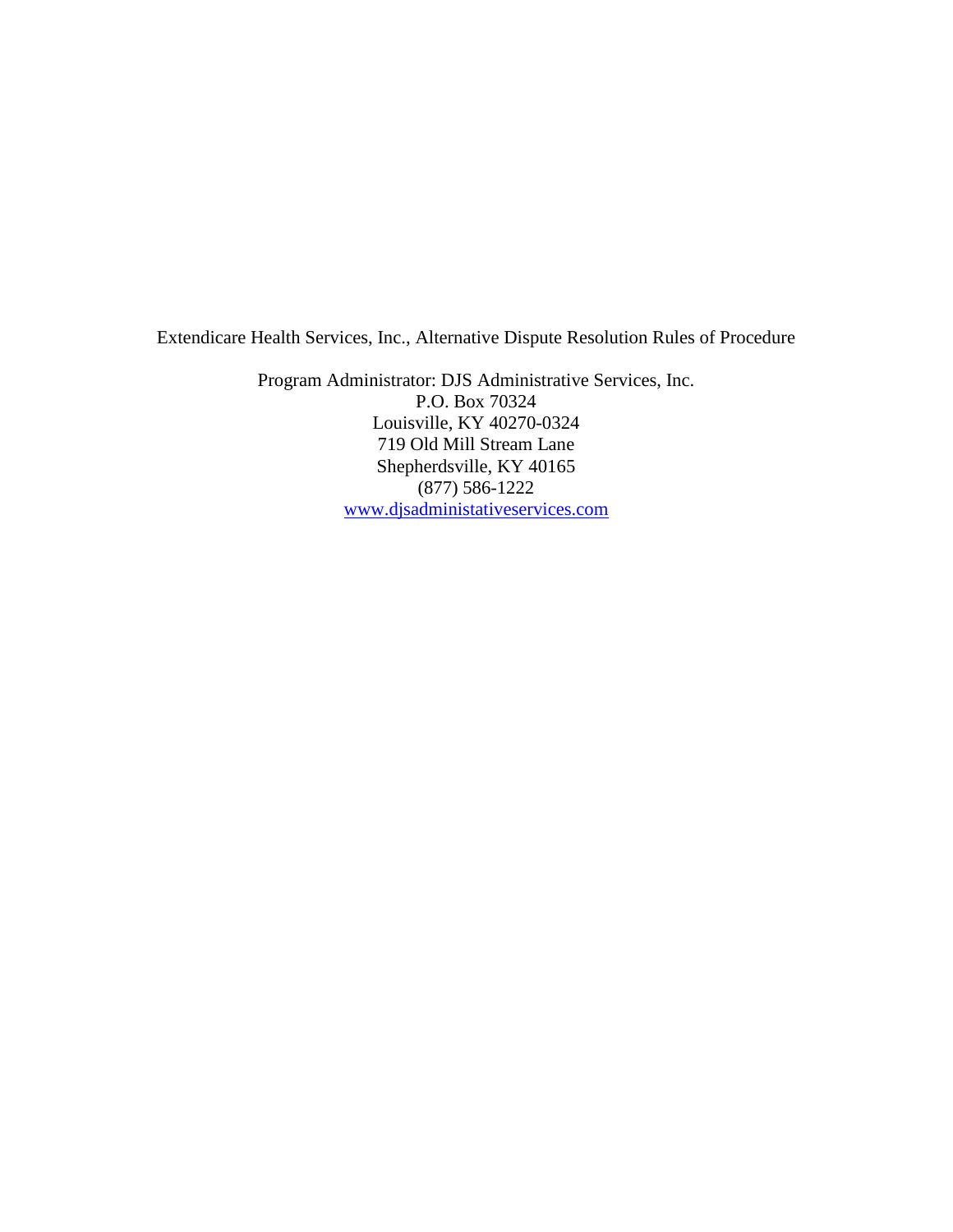Extendicare Health Services, Inc., Alternative Dispute Resolution Rules of Procedure

Program Administrator: DJS Administrative Services, Inc.
P.O. Box 70324
Louisville, KY 40270-0324
719 Old Mill Stream Lane
Shepherdsville, KY 40165
(877) 586-1222
www.djsadministativeservices.com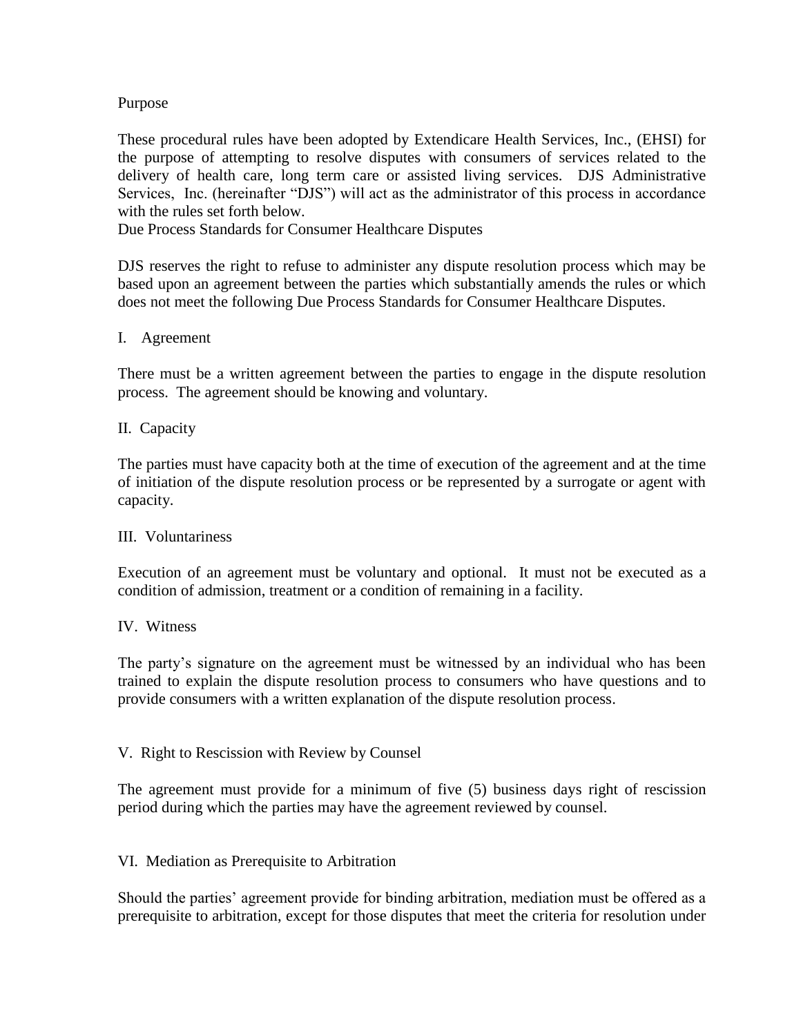## Purpose

These procedural rules have been adopted by Extendicare Health Services, Inc., (EHSI) for the purpose of attempting to resolve disputes with consumers of services related to the delivery of health care, long term care or assisted living services. DJS Administrative Services, Inc. (hereinafter "DJS") will act as the administrator of this process in accordance with the rules set forth below.

## Due Process Standards for Consumer Healthcare Disputes

DJS reserves the right to refuse to administer any dispute resolution process which may be based upon an agreement between the parties which substantially amends the rules or which does not meet the following Due Process Standards for Consumer Healthcare Disputes.

### I. Agreement

There must be a written agreement between the parties to engage in the dispute resolution process. The agreement should be knowing and voluntary.

### II. Capacity

The parties must have capacity both at the time of execution of the agreement and at the time of initiation of the dispute resolution process or be represented by a surrogate or agent with capacity.

### III. Voluntariness

Execution of an agreement must be voluntary and optional. It must not be executed as a condition of admission, treatment or a condition of remaining in a facility.

### IV. Witness

The party's signature on the agreement must be witnessed by an individual who has been trained to explain the dispute resolution process to consumers who have questions and to provide consumers with a written explanation of the dispute resolution process.

### V. Right to Rescission with Review by Counsel

The agreement must provide for a minimum of five (5) business days right of rescission period during which the parties may have the agreement reviewed by counsel.

### VI. Mediation as Prerequisite to Arbitration

Should the parties' agreement provide for binding arbitration, mediation must be offered as a prerequisite to arbitration, except for those disputes that meet the criteria for resolution under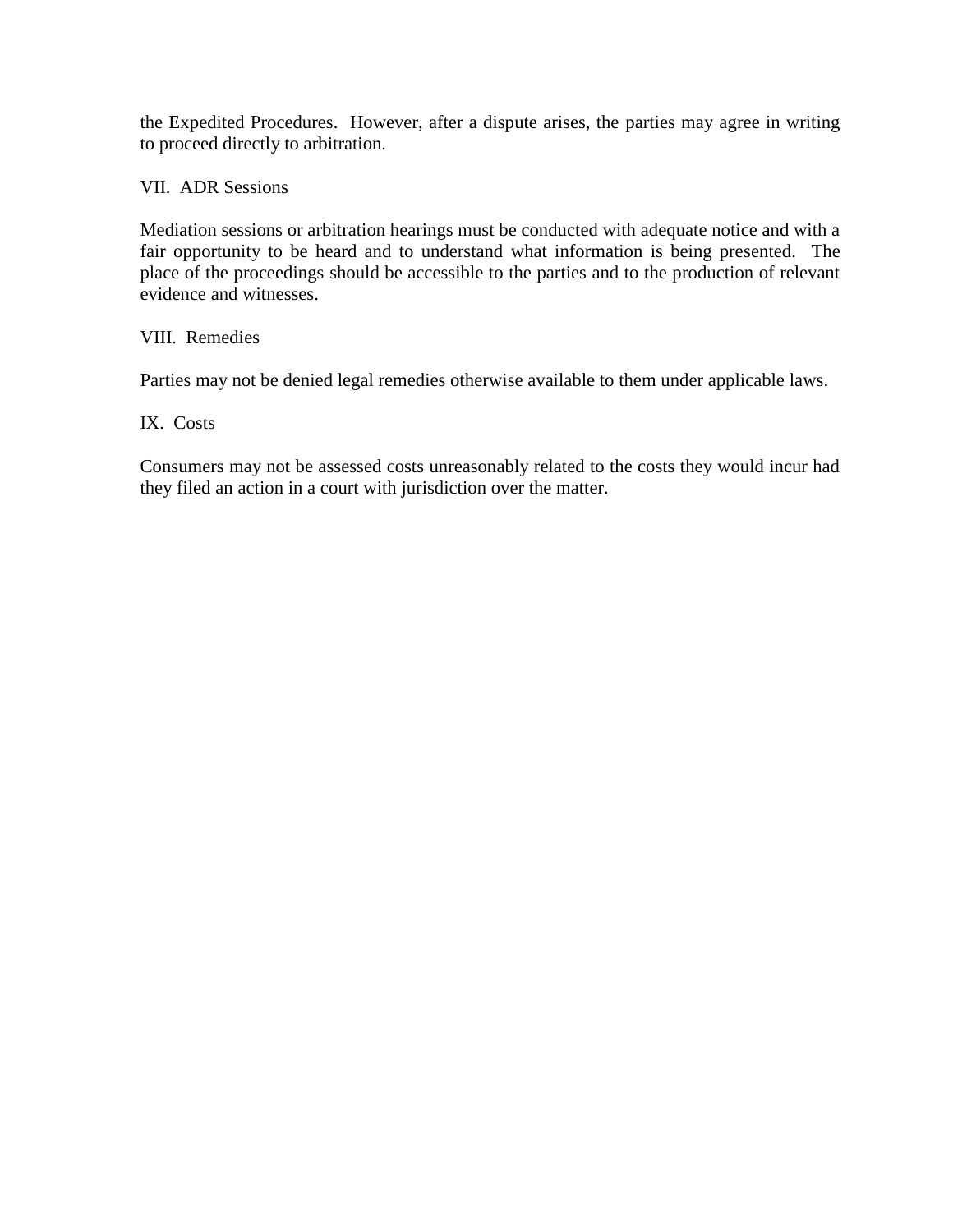the Expedited Procedures. However, after a dispute arises, the parties may agree in writing to proceed directly to arbitration.

## VII. ADR Sessions

Mediation sessions or arbitration hearings must be conducted with adequate notice and with a fair opportunity to be heard and to understand what information is being presented. The place of the proceedings should be accessible to the parties and to the production of relevant evidence and witnesses.

## VIII. Remedies

Parties may not be denied legal remedies otherwise available to them under applicable laws.

## IX. Costs

Consumers may not be assessed costs unreasonably related to the costs they would incur had they filed an action in a court with jurisdiction over the matter.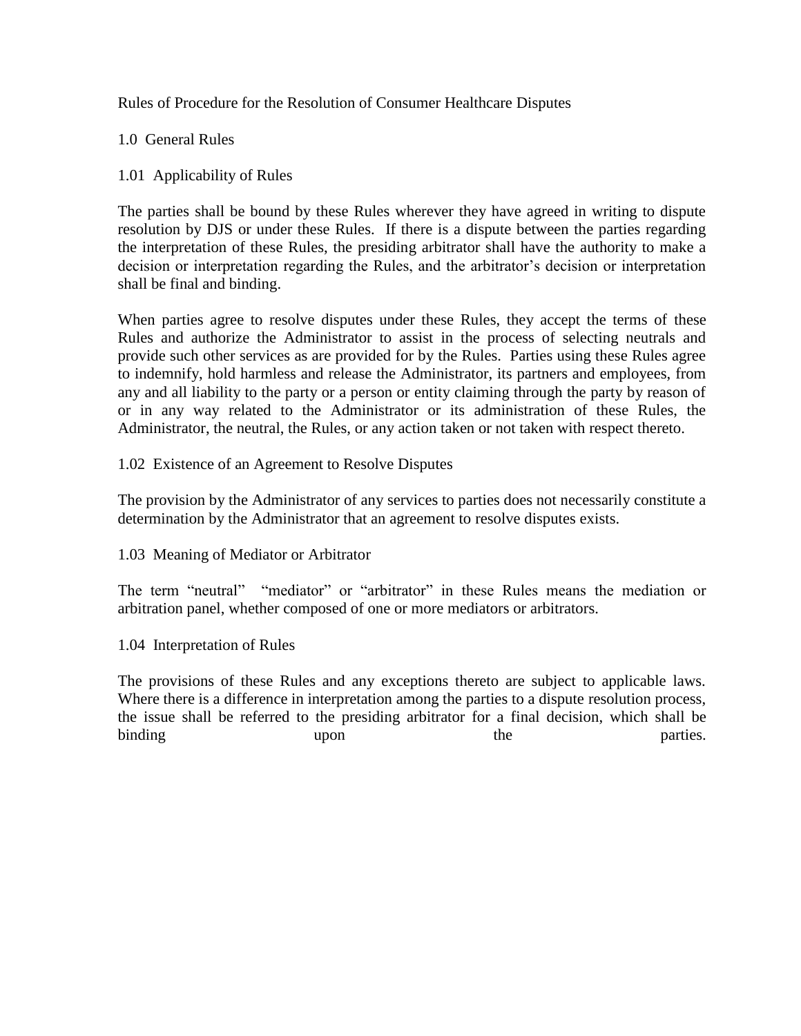Rules of Procedure for the Resolution of Consumer Healthcare Disputes

## 1.0 General Rules

### 1.01 Applicability of Rules

The parties shall be bound by these Rules wherever they have agreed in writing to dispute resolution by DJS or under these Rules. If there is a dispute between the parties regarding the interpretation of these Rules, the presiding arbitrator shall have the authority to make a decision or interpretation regarding the Rules, and the arbitrator's decision or interpretation shall be final and binding.

When parties agree to resolve disputes under these Rules, they accept the terms of these Rules and authorize the Administrator to assist in the process of selecting neutrals and provide such other services as are provided for by the Rules. Parties using these Rules agree to indemnify, hold harmless and release the Administrator, its partners and employees, from any and all liability to the party or a person or entity claiming through the party by reason of or in any way related to the Administrator or its administration of these Rules, the Administrator, the neutral, the Rules, or any action taken or not taken with respect thereto.

### 1.02 Existence of an Agreement to Resolve Disputes

The provision by the Administrator of any services to parties does not necessarily constitute a determination by the Administrator that an agreement to resolve disputes exists.

### 1.03 Meaning of Mediator or Arbitrator

The term "neutral" "mediator" or "arbitrator" in these Rules means the mediation or arbitration panel, whether composed of one or more mediators or arbitrators.

### 1.04 Interpretation of Rules

The provisions of these Rules and any exceptions thereto are subject to applicable laws. Where there is a difference in interpretation among the parties to a dispute resolution process, the issue shall be referred to the presiding arbitrator for a final decision, which shall be binding upon the parties.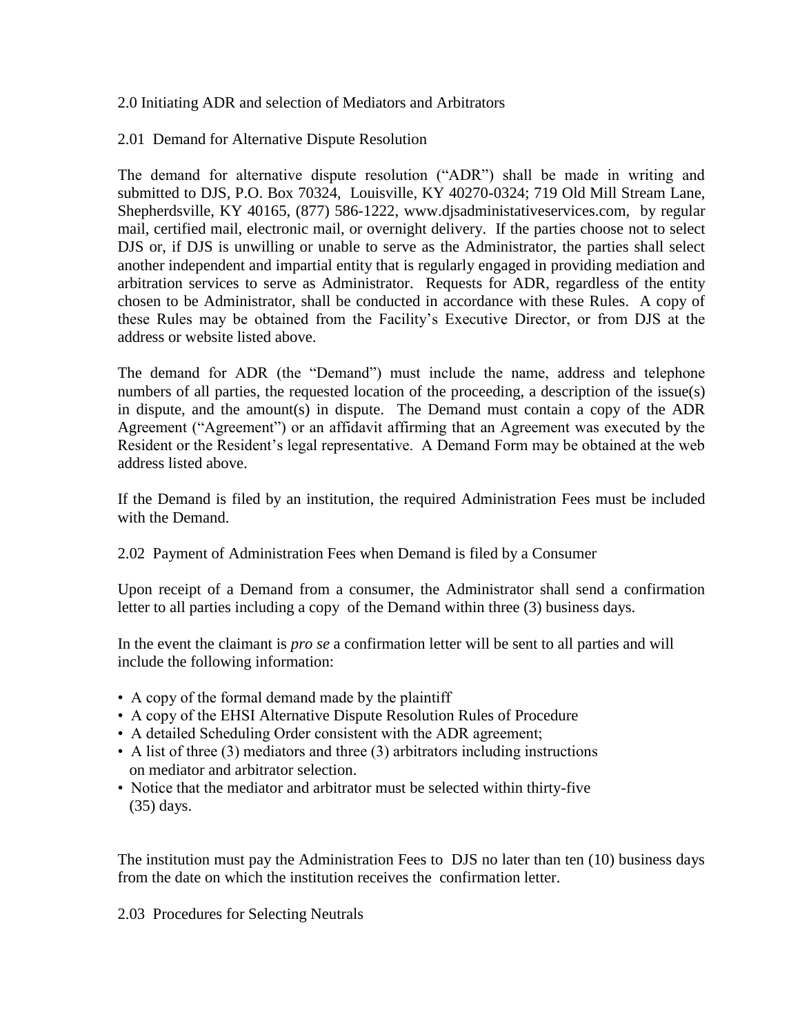## 2.0 Initiating ADR and selection of Mediators and Arbitrators

### 2.01 Demand for Alternative Dispute Resolution

The demand for alternative dispute resolution ("ADR") shall be made in writing and submitted to DJS, P.O. Box 70324, Louisville, KY 40270-0324; 719 Old Mill Stream Lane, Shepherdsville, KY 40165, (877) 586-1222, www.djsadministativeservices.com, by regular mail, certified mail, electronic mail, or overnight delivery. If the parties choose not to select DJS or, if DJS is unwilling or unable to serve as the Administrator, the parties shall select another independent and impartial entity that is regularly engaged in providing mediation and arbitration services to serve as Administrator. Requests for ADR, regardless of the entity chosen to be Administrator, shall be conducted in accordance with these Rules. A copy of these Rules may be obtained from the Facility's Executive Director, or from DJS at the address or website listed above.

The demand for ADR (the "Demand") must include the name, address and telephone numbers of all parties, the requested location of the proceeding, a description of the issue(s) in dispute, and the amount(s) in dispute. The Demand must contain a copy of the ADR Agreement ("Agreement") or an affidavit affirming that an Agreement was executed by the Resident or the Resident's legal representative. A Demand Form may be obtained at the web address listed above.

If the Demand is filed by an institution, the required Administration Fees must be included with the Demand.

### 2.02 Payment of Administration Fees when Demand is filed by a Consumer

Upon receipt of a Demand from a consumer, the Administrator shall send a confirmation letter to all parties including a copy of the Demand within three (3) business days.

In the event the claimant is *pro se* a confirmation letter will be sent to all parties and will include the following information:

- A copy of the formal demand made by the plaintiff
- A copy of the EHSI Alternative Dispute Resolution Rules of Procedure
- A detailed Scheduling Order consistent with the ADR agreement;
- A list of three (3) mediators and three (3) arbitrators including instructions on mediator and arbitrator selection.
- Notice that the mediator and arbitrator must be selected within thirty-five (35) days.

The institution must pay the Administration Fees to DJS no later than ten (10) business days from the date on which the institution receives the confirmation letter.

### 2.03 Procedures for Selecting Neutrals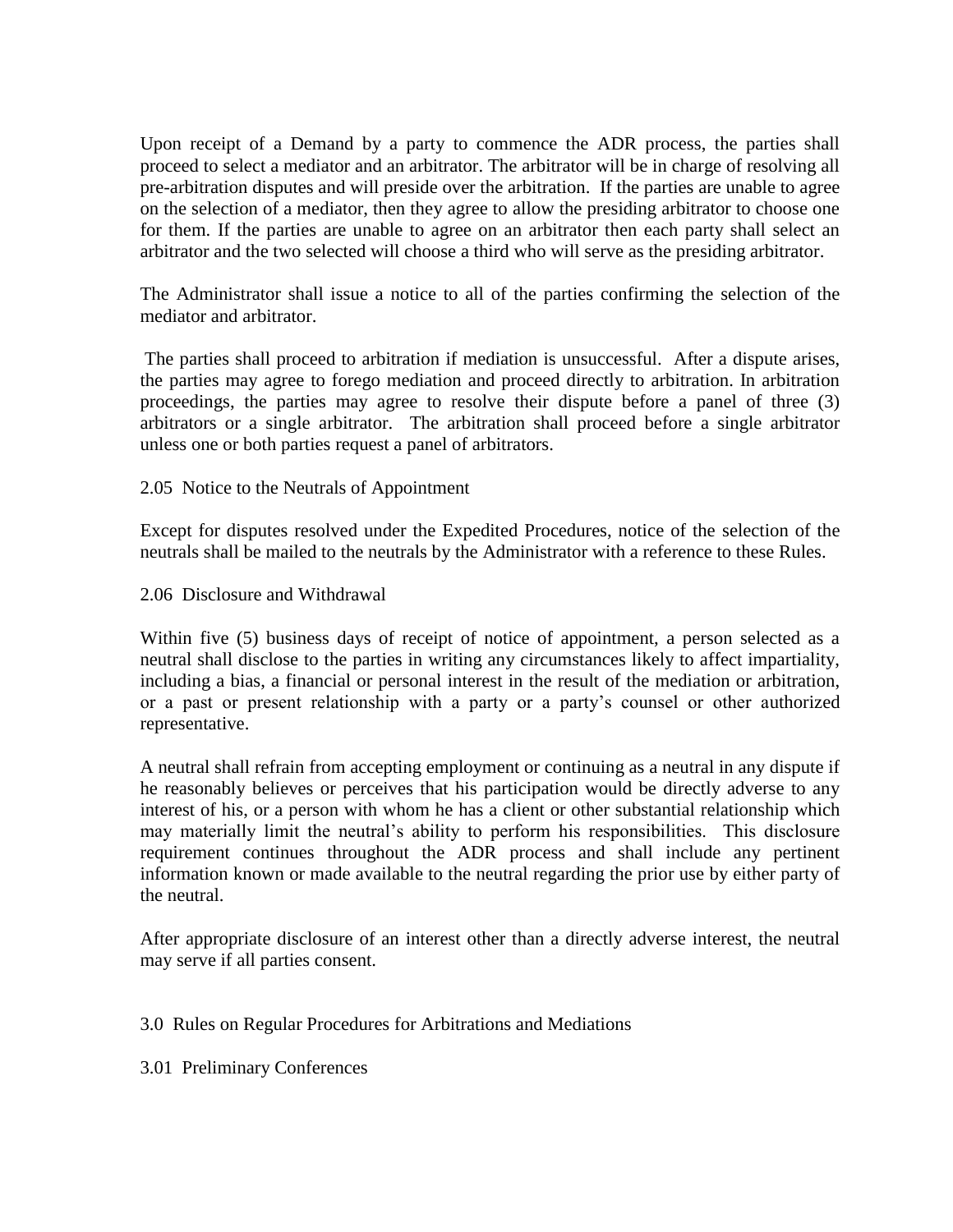Upon receipt of a Demand by a party to commence the ADR process, the parties shall proceed to select a mediator and an arbitrator. The arbitrator will be in charge of resolving all pre-arbitration disputes and will preside over the arbitration. If the parties are unable to agree on the selection of a mediator, then they agree to allow the presiding arbitrator to choose one for them. If the parties are unable to agree on an arbitrator then each party shall select an arbitrator and the two selected will choose a third who will serve as the presiding arbitrator.

The Administrator shall issue a notice to all of the parties confirming the selection of the mediator and arbitrator.

The parties shall proceed to arbitration if mediation is unsuccessful. After a dispute arises, the parties may agree to forego mediation and proceed directly to arbitration. In arbitration proceedings, the parties may agree to resolve their dispute before a panel of three (3) arbitrators or a single arbitrator. The arbitration shall proceed before a single arbitrator unless one or both parties request a panel of arbitrators.

### 2.05 Notice to the Neutrals of Appointment

Except for disputes resolved under the Expedited Procedures, notice of the selection of the neutrals shall be mailed to the neutrals by the Administrator with a reference to these Rules.

### 2.06 Disclosure and Withdrawal

Within five (5) business days of receipt of notice of appointment, a person selected as a neutral shall disclose to the parties in writing any circumstances likely to affect impartiality, including a bias, a financial or personal interest in the result of the mediation or arbitration, or a past or present relationship with a party or a party's counsel or other authorized representative.

A neutral shall refrain from accepting employment or continuing as a neutral in any dispute if he reasonably believes or perceives that his participation would be directly adverse to any interest of his, or a person with whom he has a client or other substantial relationship which may materially limit the neutral's ability to perform his responsibilities. This disclosure requirement continues throughout the ADR process and shall include any pertinent information known or made available to the neutral regarding the prior use by either party of the neutral.

After appropriate disclosure of an interest other than a directly adverse interest, the neutral may serve if all parties consent.

## 3.0 Rules on Regular Procedures for Arbitrations and Mediations

### 3.01 Preliminary Conferences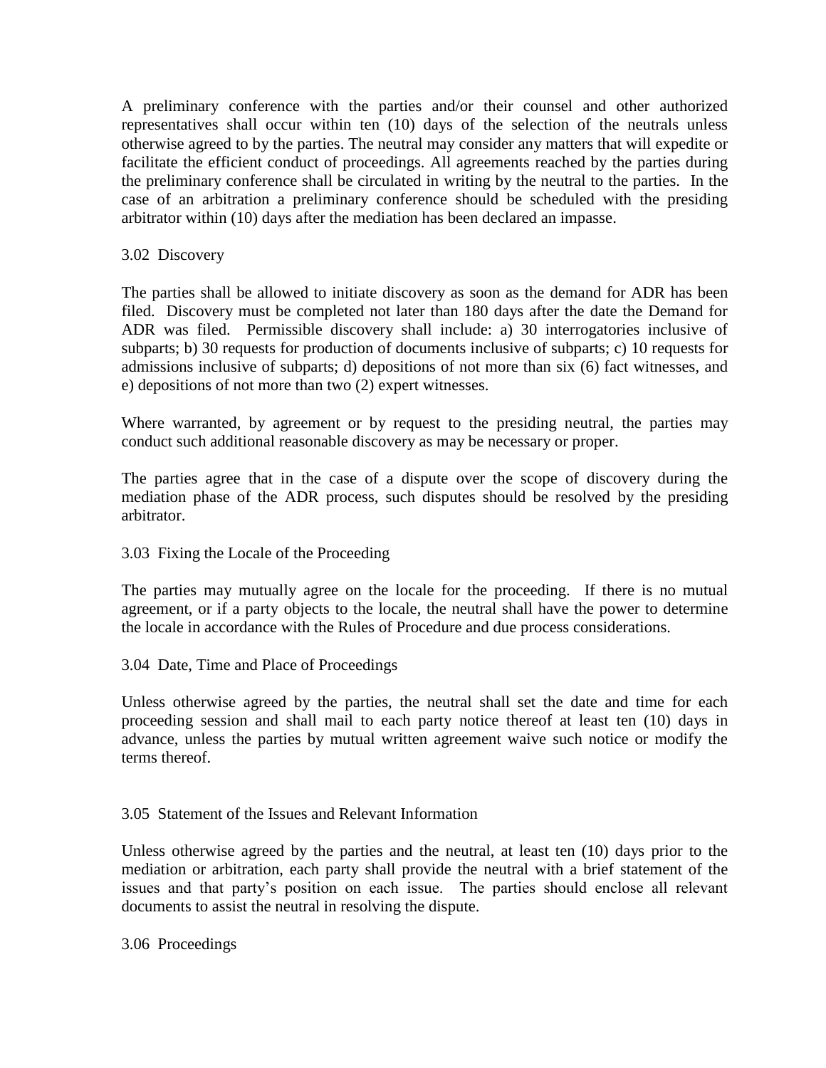A preliminary conference with the parties and/or their counsel and other authorized representatives shall occur within ten (10) days of the selection of the neutrals unless otherwise agreed to by the parties. The neutral may consider any matters that will expedite or facilitate the efficient conduct of proceedings. All agreements reached by the parties during the preliminary conference shall be circulated in writing by the neutral to the parties. In the case of an arbitration a preliminary conference should be scheduled with the presiding arbitrator within (10) days after the mediation has been declared an impasse.

### 3.02 Discovery

The parties shall be allowed to initiate discovery as soon as the demand for ADR has been filed. Discovery must be completed not later than 180 days after the date the Demand for ADR was filed. Permissible discovery shall include: a) 30 interrogatories inclusive of subparts; b) 30 requests for production of documents inclusive of subparts; c) 10 requests for admissions inclusive of subparts; d) depositions of not more than six (6) fact witnesses, and e) depositions of not more than two (2) expert witnesses.

Where warranted, by agreement or by request to the presiding neutral, the parties may conduct such additional reasonable discovery as may be necessary or proper.

The parties agree that in the case of a dispute over the scope of discovery during the mediation phase of the ADR process, such disputes should be resolved by the presiding arbitrator.

### 3.03 Fixing the Locale of the Proceeding

The parties may mutually agree on the locale for the proceeding. If there is no mutual agreement, or if a party objects to the locale, the neutral shall have the power to determine the locale in accordance with the Rules of Procedure and due process considerations.

### 3.04 Date, Time and Place of Proceedings

Unless otherwise agreed by the parties, the neutral shall set the date and time for each proceeding session and shall mail to each party notice thereof at least ten (10) days in advance, unless the parties by mutual written agreement waive such notice or modify the terms thereof.

### 3.05 Statement of the Issues and Relevant Information

Unless otherwise agreed by the parties and the neutral, at least ten (10) days prior to the mediation or arbitration, each party shall provide the neutral with a brief statement of the issues and that party's position on each issue. The parties should enclose all relevant documents to assist the neutral in resolving the dispute.

### 3.06 Proceedings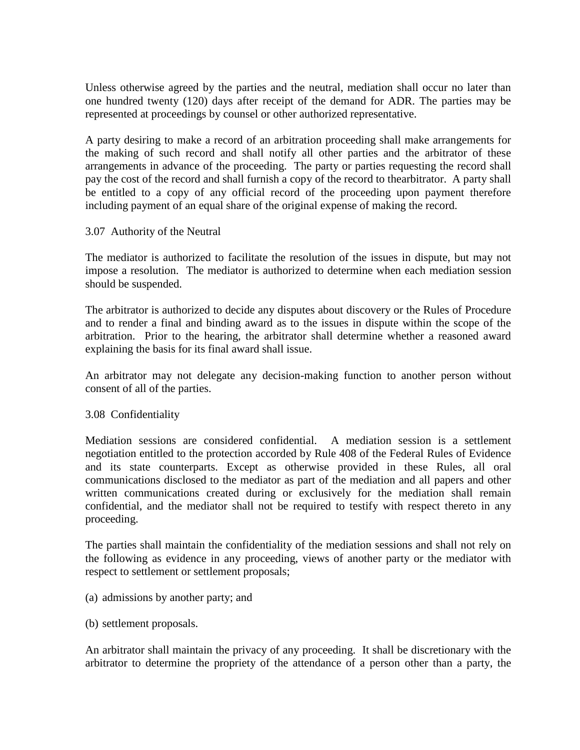Unless otherwise agreed by the parties and the neutral, mediation shall occur no later than one hundred twenty (120) days after receipt of the demand for ADR. The parties may be represented at proceedings by counsel or other authorized representative.

A party desiring to make a record of an arbitration proceeding shall make arrangements for the making of such record and shall notify all other parties and the arbitrator of these arrangements in advance of the proceeding. The party or parties requesting the record shall pay the cost of the record and shall furnish a copy of the record to thearbitrator. A party shall be entitled to a copy of any official record of the proceeding upon payment therefore including payment of an equal share of the original expense of making the record.

### 3.07 Authority of the Neutral

The mediator is authorized to facilitate the resolution of the issues in dispute, but may not impose a resolution. The mediator is authorized to determine when each mediation session should be suspended.

The arbitrator is authorized to decide any disputes about discovery or the Rules of Procedure and to render a final and binding award as to the issues in dispute within the scope of the arbitration. Prior to the hearing, the arbitrator shall determine whether a reasoned award explaining the basis for its final award shall issue.

An arbitrator may not delegate any decision-making function to another person without consent of all of the parties.

### 3.08 Confidentiality

Mediation sessions are considered confidential. A mediation session is a settlement negotiation entitled to the protection accorded by Rule 408 of the Federal Rules of Evidence and its state counterparts. Except as otherwise provided in these Rules, all oral communications disclosed to the mediator as part of the mediation and all papers and other written communications created during or exclusively for the mediation shall remain confidential, and the mediator shall not be required to testify with respect thereto in any proceeding.

The parties shall maintain the confidentiality of the mediation sessions and shall not rely on the following as evidence in any proceeding, views of another party or the mediator with respect to settlement or settlement proposals;

(a) admissions by another party; and

(b) settlement proposals.

An arbitrator shall maintain the privacy of any proceeding. It shall be discretionary with the arbitrator to determine the propriety of the attendance of a person other than a party, the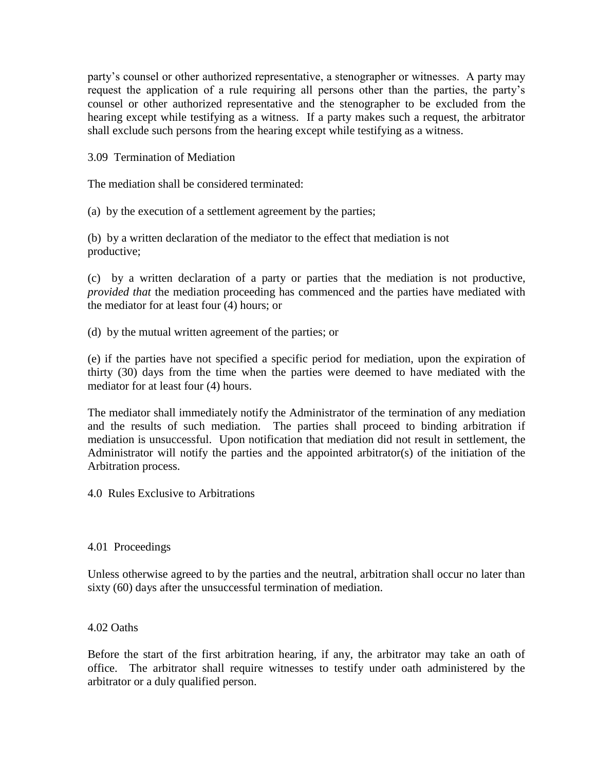party's counsel or other authorized representative, a stenographer or witnesses. A party may request the application of a rule requiring all persons other than the parties, the party's counsel or other authorized representative and the stenographer to be excluded from the hearing except while testifying as a witness. If a party makes such a request, the arbitrator shall exclude such persons from the hearing except while testifying as a witness.

3.09 Termination of Mediation

The mediation shall be considered terminated:

(a) by the execution of a settlement agreement by the parties;

(b) by a written declaration of the mediator to the effect that mediation is not productive;

(c) by a written declaration of a party or parties that the mediation is not productive, *provided that* the mediation proceeding has commenced and the parties have mediated with the mediator for at least four (4) hours; or

(d) by the mutual written agreement of the parties; or

(e) if the parties have not specified a specific period for mediation, upon the expiration of thirty (30) days from the time when the parties were deemed to have mediated with the mediator for at least four (4) hours.

The mediator shall immediately notify the Administrator of the termination of any mediation and the results of such mediation. The parties shall proceed to binding arbitration if mediation is unsuccessful. Upon notification that mediation did not result in settlement, the Administrator will notify the parties and the appointed arbitrator(s) of the initiation of the Arbitration process.

4.0 Rules Exclusive to Arbitrations

4.01 Proceedings

Unless otherwise agreed to by the parties and the neutral, arbitration shall occur no later than sixty (60) days after the unsuccessful termination of mediation.

4.02 Oaths

Before the start of the first arbitration hearing, if any, the arbitrator may take an oath of office. The arbitrator shall require witnesses to testify under oath administered by the arbitrator or a duly qualified person.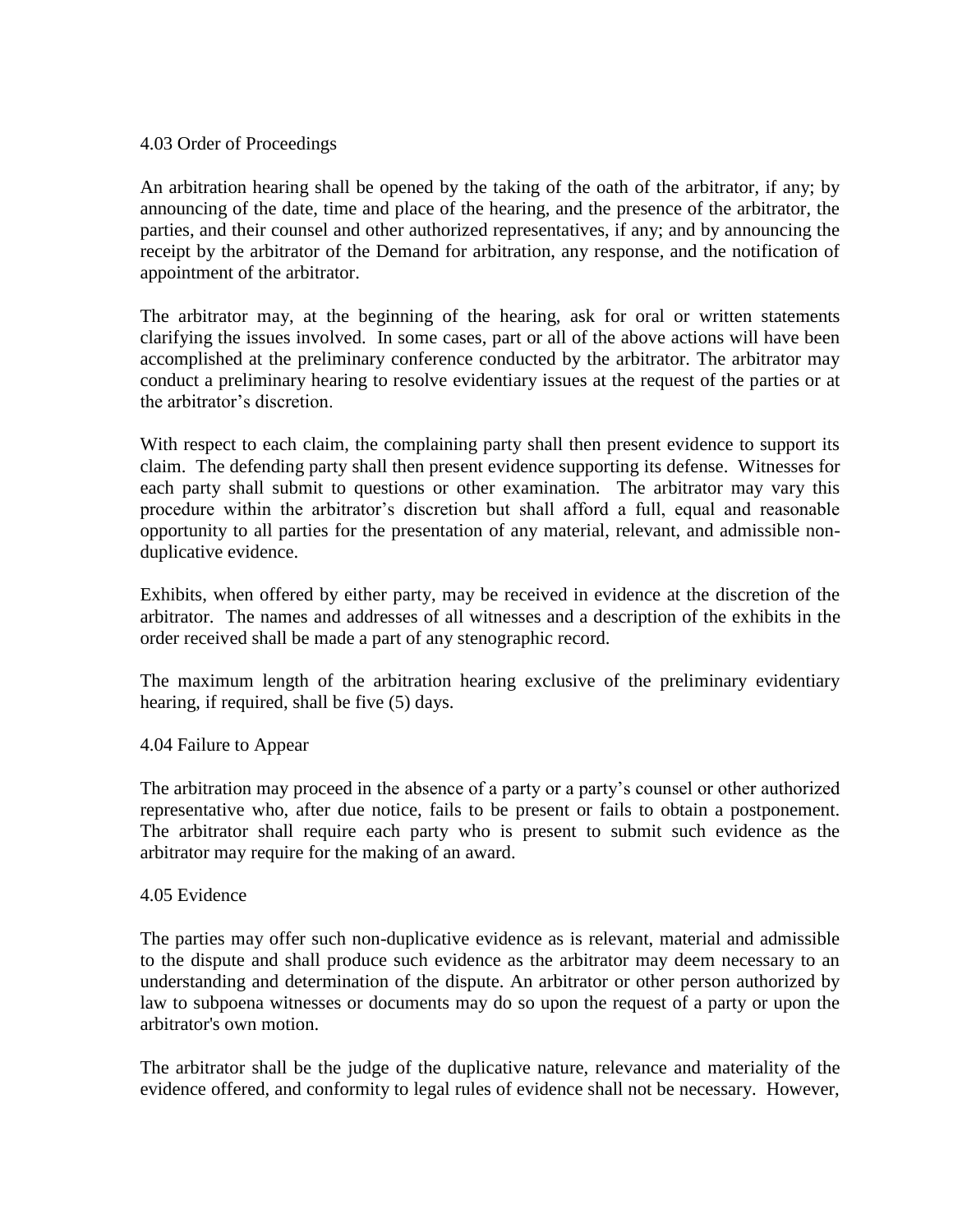### 4.03 Order of Proceedings

An arbitration hearing shall be opened by the taking of the oath of the arbitrator, if any; by announcing of the date, time and place of the hearing, and the presence of the arbitrator, the parties, and their counsel and other authorized representatives, if any; and by announcing the receipt by the arbitrator of the Demand for arbitration, any response, and the notification of appointment of the arbitrator.

The arbitrator may, at the beginning of the hearing, ask for oral or written statements clarifying the issues involved. In some cases, part or all of the above actions will have been accomplished at the preliminary conference conducted by the arbitrator. The arbitrator may conduct a preliminary hearing to resolve evidentiary issues at the request of the parties or at the arbitrator's discretion.

With respect to each claim, the complaining party shall then present evidence to support its claim. The defending party shall then present evidence supporting its defense. Witnesses for each party shall submit to questions or other examination. The arbitrator may vary this procedure within the arbitrator's discretion but shall afford a full, equal and reasonable opportunity to all parties for the presentation of any material, relevant, and admissible non-duplicative evidence.

Exhibits, when offered by either party, may be received in evidence at the discretion of the arbitrator. The names and addresses of all witnesses and a description of the exhibits in the order received shall be made a part of any stenographic record.

The maximum length of the arbitration hearing exclusive of the preliminary evidentiary hearing, if required, shall be five (5) days.

### 4.04 Failure to Appear

The arbitration may proceed in the absence of a party or a party's counsel or other authorized representative who, after due notice, fails to be present or fails to obtain a postponement. The arbitrator shall require each party who is present to submit such evidence as the arbitrator may require for the making of an award.

### 4.05 Evidence

The parties may offer such non-duplicative evidence as is relevant, material and admissible to the dispute and shall produce such evidence as the arbitrator may deem necessary to an understanding and determination of the dispute. An arbitrator or other person authorized by law to subpoena witnesses or documents may do so upon the request of a party or upon the arbitrator's own motion.

The arbitrator shall be the judge of the duplicative nature, relevance and materiality of the evidence offered, and conformity to legal rules of evidence shall not be necessary. However,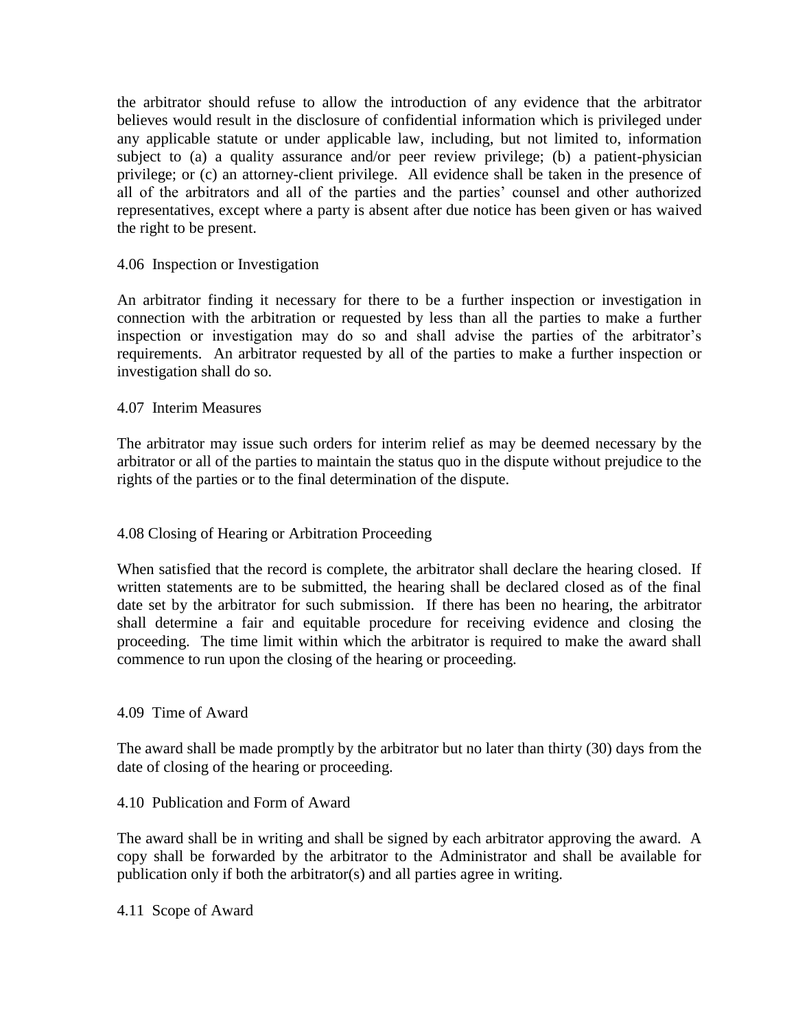the arbitrator should refuse to allow the introduction of any evidence that the arbitrator believes would result in the disclosure of confidential information which is privileged under any applicable statute or under applicable law, including, but not limited to, information subject to (a) a quality assurance and/or peer review privilege; (b) a patient-physician privilege; or (c) an attorney-client privilege. All evidence shall be taken in the presence of all of the arbitrators and all of the parties and the parties' counsel and other authorized representatives, except where a party is absent after due notice has been given or has waived the right to be present.

4.06 Inspection or Investigation

An arbitrator finding it necessary for there to be a further inspection or investigation in connection with the arbitration or requested by less than all the parties to make a further inspection or investigation may do so and shall advise the parties of the arbitrator's requirements. An arbitrator requested by all of the parties to make a further inspection or investigation shall do so.

4.07 Interim Measures

The arbitrator may issue such orders for interim relief as may be deemed necessary by the arbitrator or all of the parties to maintain the status quo in the dispute without prejudice to the rights of the parties or to the final determination of the dispute.

4.08 Closing of Hearing or Arbitration Proceeding

When satisfied that the record is complete, the arbitrator shall declare the hearing closed. If written statements are to be submitted, the hearing shall be declared closed as of the final date set by the arbitrator for such submission. If there has been no hearing, the arbitrator shall determine a fair and equitable procedure for receiving evidence and closing the proceeding. The time limit within which the arbitrator is required to make the award shall commence to run upon the closing of the hearing or proceeding.

4.09 Time of Award

The award shall be made promptly by the arbitrator but no later than thirty (30) days from the date of closing of the hearing or proceeding.

4.10 Publication and Form of Award

The award shall be in writing and shall be signed by each arbitrator approving the award. A copy shall be forwarded by the arbitrator to the Administrator and shall be available for publication only if both the arbitrator(s) and all parties agree in writing.

4.11 Scope of Award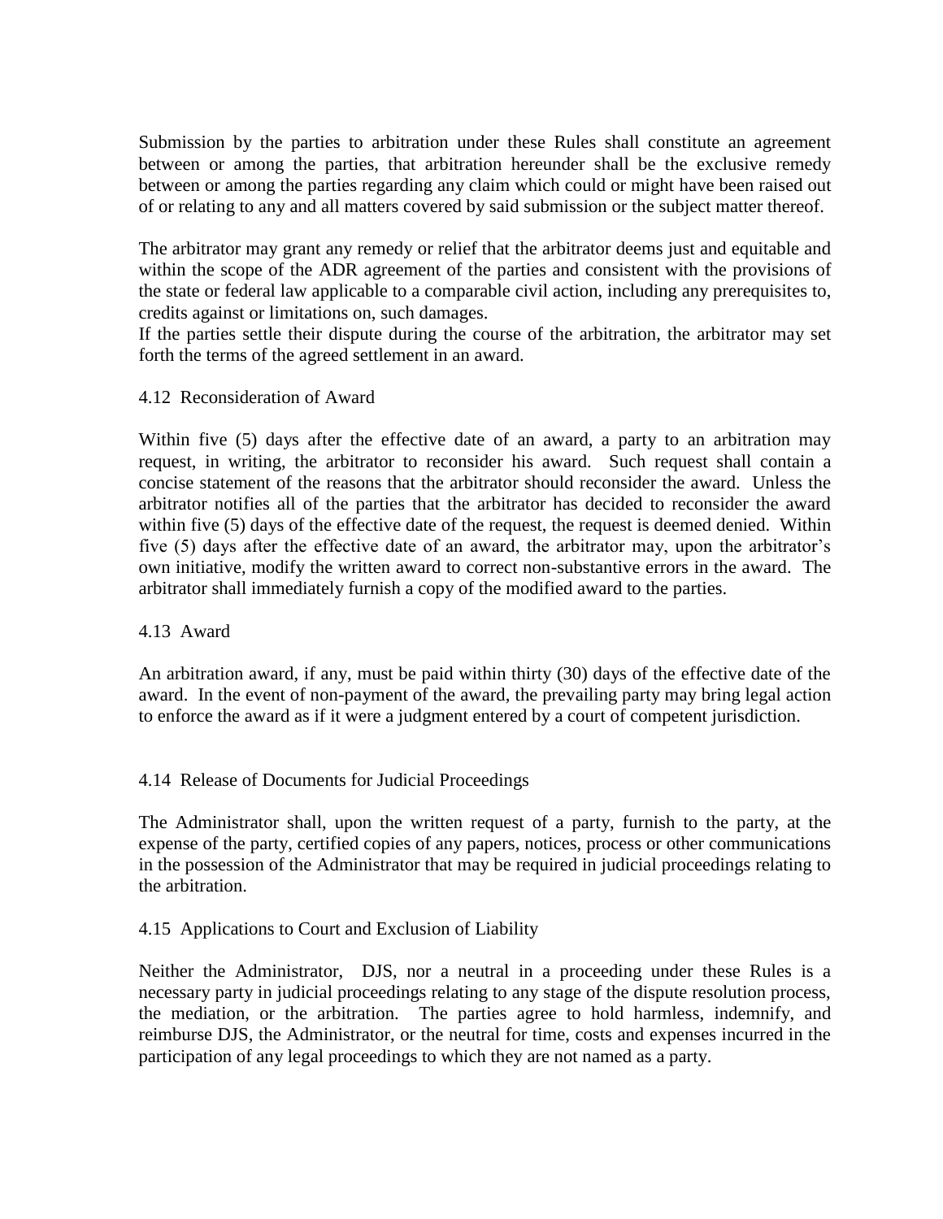Submission by the parties to arbitration under these Rules shall constitute an agreement between or among the parties, that arbitration hereunder shall be the exclusive remedy between or among the parties regarding any claim which could or might have been raised out of or relating to any and all matters covered by said submission or the subject matter thereof.

The arbitrator may grant any remedy or relief that the arbitrator deems just and equitable and within the scope of the ADR agreement of the parties and consistent with the provisions of the state or federal law applicable to a comparable civil action, including any prerequisites to, credits against or limitations on, such damages.
If the parties settle their dispute during the course of the arbitration, the arbitrator may set forth the terms of the agreed settlement in an award.

### 4.12 Reconsideration of Award

Within five (5) days after the effective date of an award, a party to an arbitration may request, in writing, the arbitrator to reconsider his award. Such request shall contain a concise statement of the reasons that the arbitrator should reconsider the award. Unless the arbitrator notifies all of the parties that the arbitrator has decided to reconsider the award within five (5) days of the effective date of the request, the request is deemed denied. Within five (5) days after the effective date of an award, the arbitrator may, upon the arbitrator's own initiative, modify the written award to correct non-substantive errors in the award. The arbitrator shall immediately furnish a copy of the modified award to the parties.

### 4.13 Award

An arbitration award, if any, must be paid within thirty (30) days of the effective date of the award. In the event of non-payment of the award, the prevailing party may bring legal action to enforce the award as if it were a judgment entered by a court of competent jurisdiction.

### 4.14 Release of Documents for Judicial Proceedings

The Administrator shall, upon the written request of a party, furnish to the party, at the expense of the party, certified copies of any papers, notices, process or other communications in the possession of the Administrator that may be required in judicial proceedings relating to the arbitration.

### 4.15 Applications to Court and Exclusion of Liability

Neither the Administrator, DJS, nor a neutral in a proceeding under these Rules is a necessary party in judicial proceedings relating to any stage of the dispute resolution process, the mediation, or the arbitration. The parties agree to hold harmless, indemnify, and reimburse DJS, the Administrator, or the neutral for time, costs and expenses incurred in the participation of any legal proceedings to which they are not named as a party.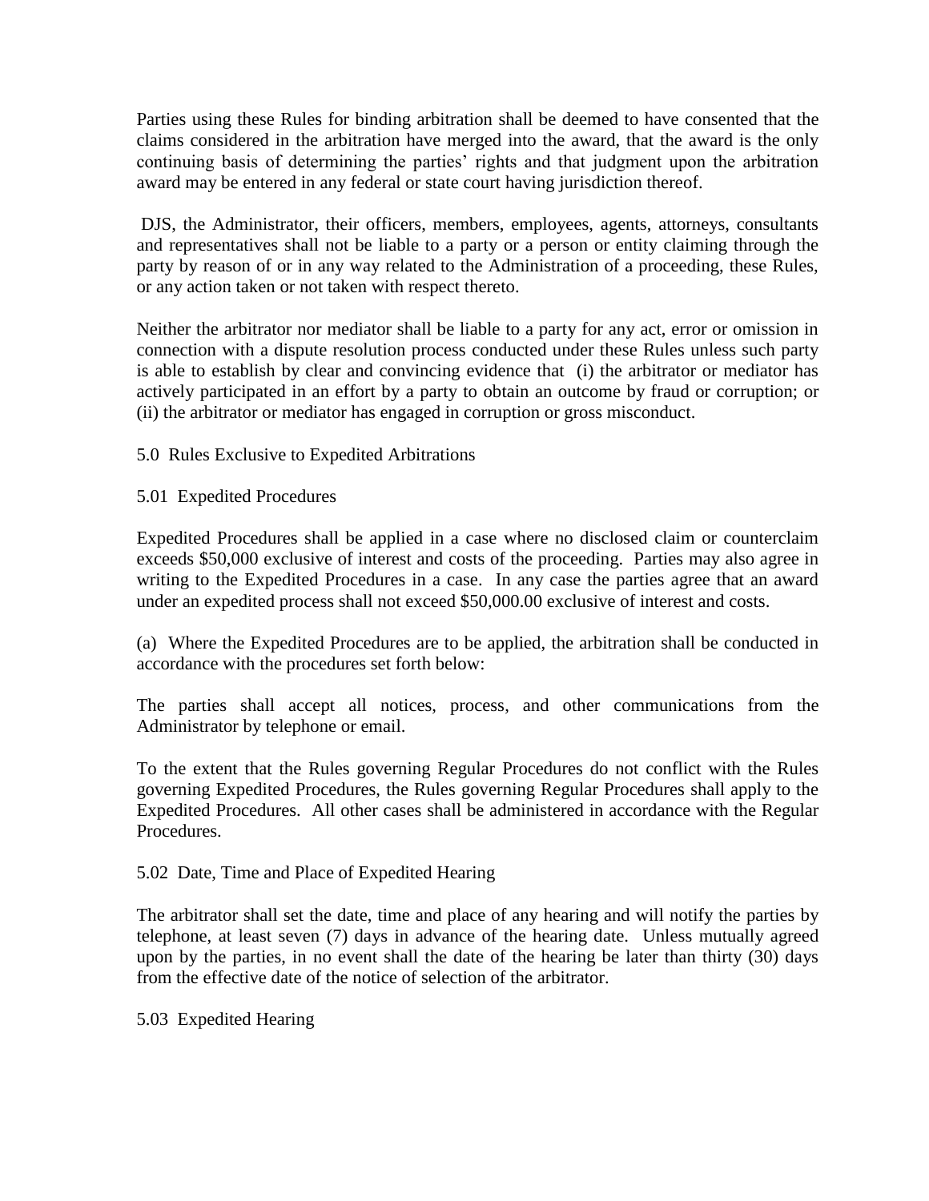Parties using these Rules for binding arbitration shall be deemed to have consented that the claims considered in the arbitration have merged into the award, that the award is the only continuing basis of determining the parties' rights and that judgment upon the arbitration award may be entered in any federal or state court having jurisdiction thereof.

DJS, the Administrator, their officers, members, employees, agents, attorneys, consultants and representatives shall not be liable to a party or a person or entity claiming through the party by reason of or in any way related to the Administration of a proceeding, these Rules, or any action taken or not taken with respect thereto.

Neither the arbitrator nor mediator shall be liable to a party for any act, error or omission in connection with a dispute resolution process conducted under these Rules unless such party is able to establish by clear and convincing evidence that (i) the arbitrator or mediator has actively participated in an effort by a party to obtain an outcome by fraud or corruption; or (ii) the arbitrator or mediator has engaged in corruption or gross misconduct.

5.0 Rules Exclusive to Expedited Arbitrations

5.01 Expedited Procedures

Expedited Procedures shall be applied in a case where no disclosed claim or counterclaim exceeds $50,000 exclusive of interest and costs of the proceeding. Parties may also agree in writing to the Expedited Procedures in a case. In any case the parties agree that an award under an expedited process shall not exceed $50,000.00 exclusive of interest and costs.

(a) Where the Expedited Procedures are to be applied, the arbitration shall be conducted in accordance with the procedures set forth below:

The parties shall accept all notices, process, and other communications from the Administrator by telephone or email.

To the extent that the Rules governing Regular Procedures do not conflict with the Rules governing Expedited Procedures, the Rules governing Regular Procedures shall apply to the Expedited Procedures. All other cases shall be administered in accordance with the Regular Procedures.

5.02 Date, Time and Place of Expedited Hearing

The arbitrator shall set the date, time and place of any hearing and will notify the parties by telephone, at least seven (7) days in advance of the hearing date. Unless mutually agreed upon by the parties, in no event shall the date of the hearing be later than thirty (30) days from the effective date of the notice of selection of the arbitrator.

5.03 Expedited Hearing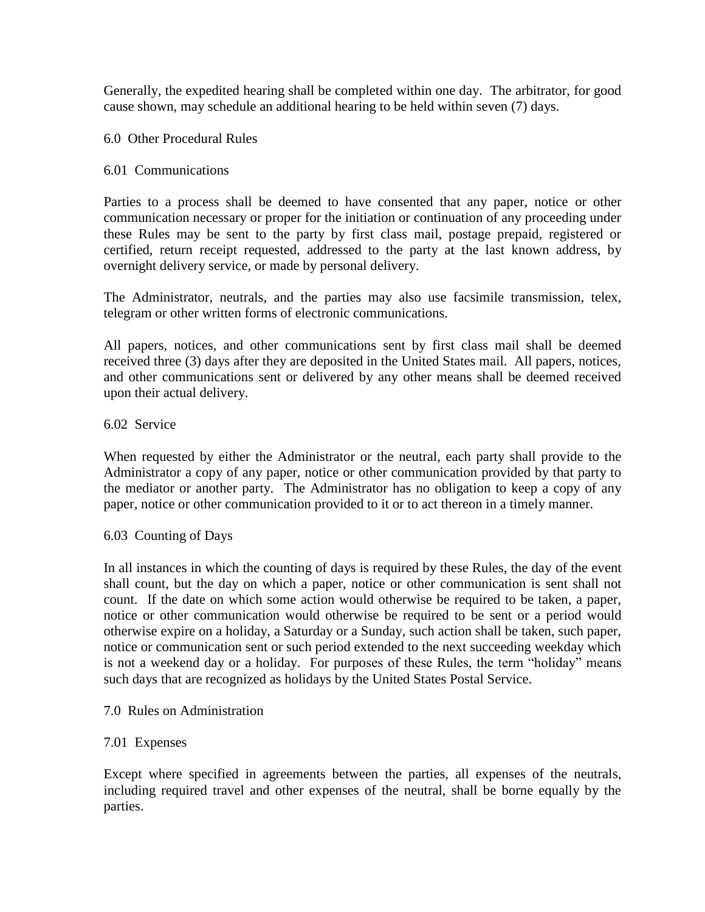Generally, the expedited hearing shall be completed within one day. The arbitrator, for good cause shown, may schedule an additional hearing to be held within seven (7) days.

## 6.0 Other Procedural Rules

### 6.01 Communications

Parties to a process shall be deemed to have consented that any paper, notice or other communication necessary or proper for the initiation or continuation of any proceeding under these Rules may be sent to the party by first class mail, postage prepaid, registered or certified, return receipt requested, addressed to the party at the last known address, by overnight delivery service, or made by personal delivery.

The Administrator, neutrals, and the parties may also use facsimile transmission, telex, telegram or other written forms of electronic communications.

All papers, notices, and other communications sent by first class mail shall be deemed received three (3) days after they are deposited in the United States mail. All papers, notices, and other communications sent or delivered by any other means shall be deemed received upon their actual delivery.

### 6.02 Service

When requested by either the Administrator or the neutral, each party shall provide to the Administrator a copy of any paper, notice or other communication provided by that party to the mediator or another party. The Administrator has no obligation to keep a copy of any paper, notice or other communication provided to it or to act thereon in a timely manner.

### 6.03 Counting of Days

In all instances in which the counting of days is required by these Rules, the day of the event shall count, but the day on which a paper, notice or other communication is sent shall not count. If the date on which some action would otherwise be required to be taken, a paper, notice or other communication would otherwise be required to be sent or a period would otherwise expire on a holiday, a Saturday or a Sunday, such action shall be taken, such paper, notice or communication sent or such period extended to the next succeeding weekday which is not a weekend day or a holiday. For purposes of these Rules, the term "holiday" means such days that are recognized as holidays by the United States Postal Service.

## 7.0 Rules on Administration

### 7.01 Expenses

Except where specified in agreements between the parties, all expenses of the neutrals, including required travel and other expenses of the neutral, shall be borne equally by the parties.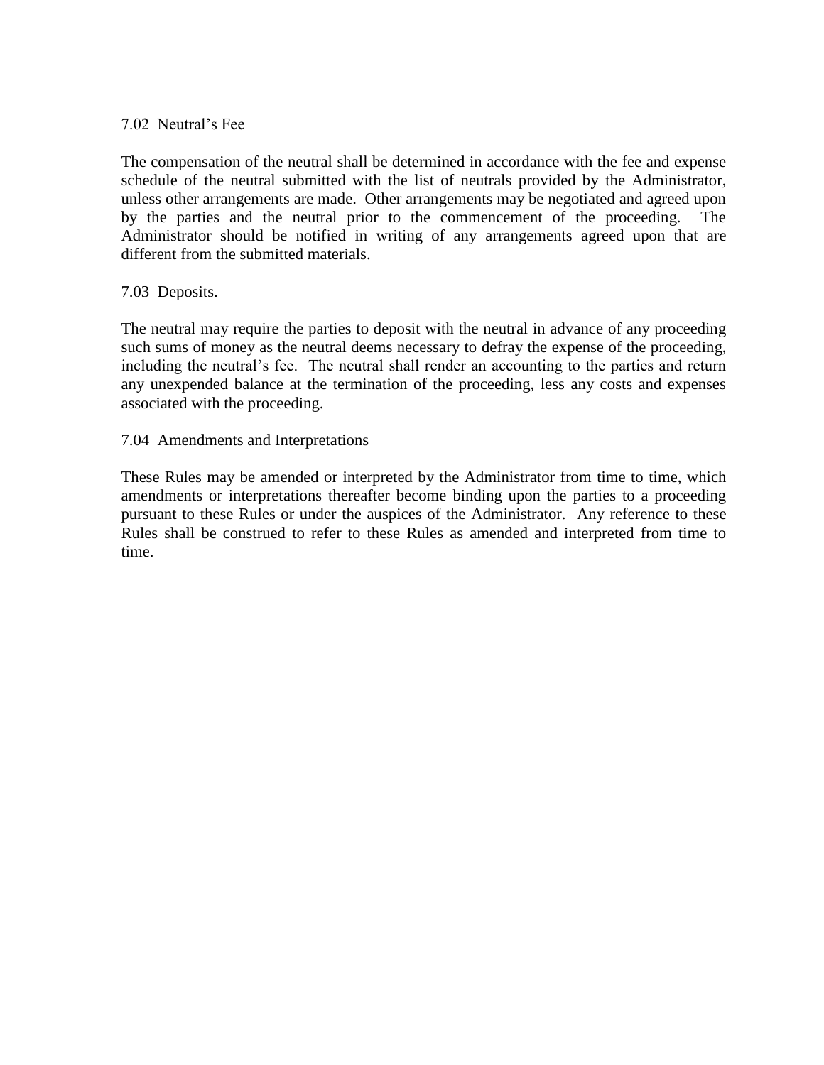### 7.02 Neutral's Fee

The compensation of the neutral shall be determined in accordance with the fee and expense schedule of the neutral submitted with the list of neutrals provided by the Administrator, unless other arrangements are made. Other arrangements may be negotiated and agreed upon by the parties and the neutral prior to the commencement of the proceeding. The Administrator should be notified in writing of any arrangements agreed upon that are different from the submitted materials.

### 7.03 Deposits.

The neutral may require the parties to deposit with the neutral in advance of any proceeding such sums of money as the neutral deems necessary to defray the expense of the proceeding, including the neutral's fee. The neutral shall render an accounting to the parties and return any unexpended balance at the termination of the proceeding, less any costs and expenses associated with the proceeding.

### 7.04 Amendments and Interpretations

These Rules may be amended or interpreted by the Administrator from time to time, which amendments or interpretations thereafter become binding upon the parties to a proceeding pursuant to these Rules or under the auspices of the Administrator. Any reference to these Rules shall be construed to refer to these Rules as amended and interpreted from time to time.